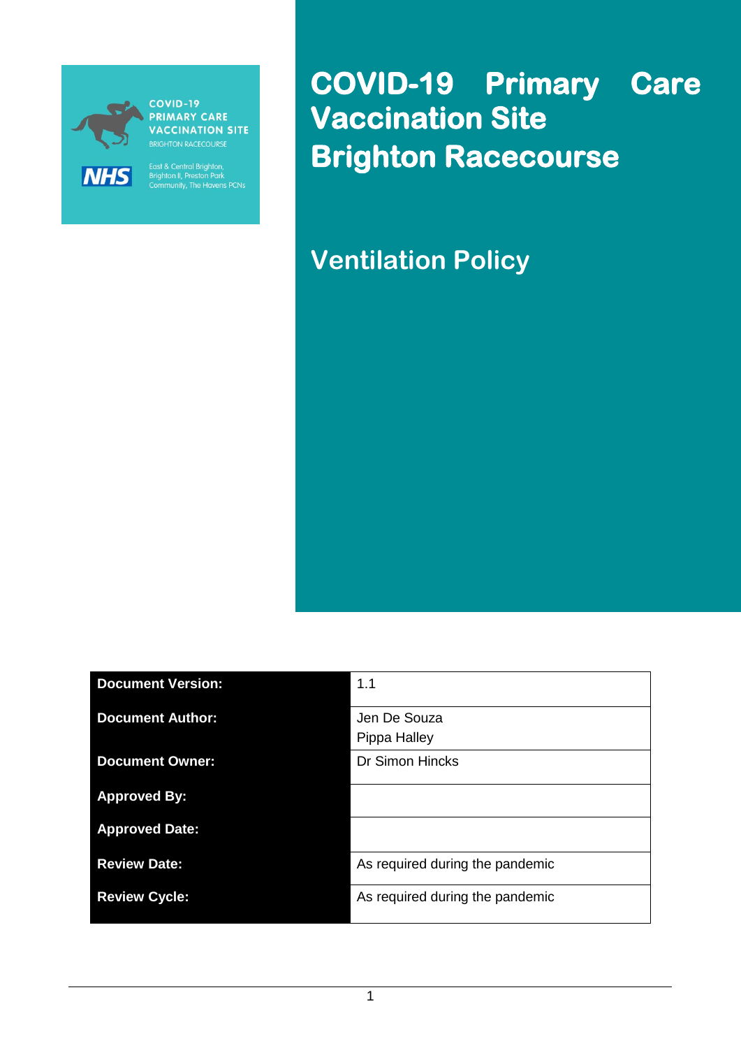COVID-19 PRIMARY CARE VACCINATION SITE

BRIGHTON RACECOURSE

NHS

East & Central Brighton, Brighton II, Preston Park Community, The Havens PCNs

# COVID-19 Primary Care Vaccination Site Brighton Racecourse

## Ventilation Policy

| Document Version: | 1.1 |
|---|---|
| Document Author: | Jen De Souza<br>Pippa Halley |
| Document Owner: | Dr Simon Hincks |
| Approved By: | |
| Approved Date: | |
| Review Date: | As required during the pandemic |
| Review Cycle: | As required during the pandemic |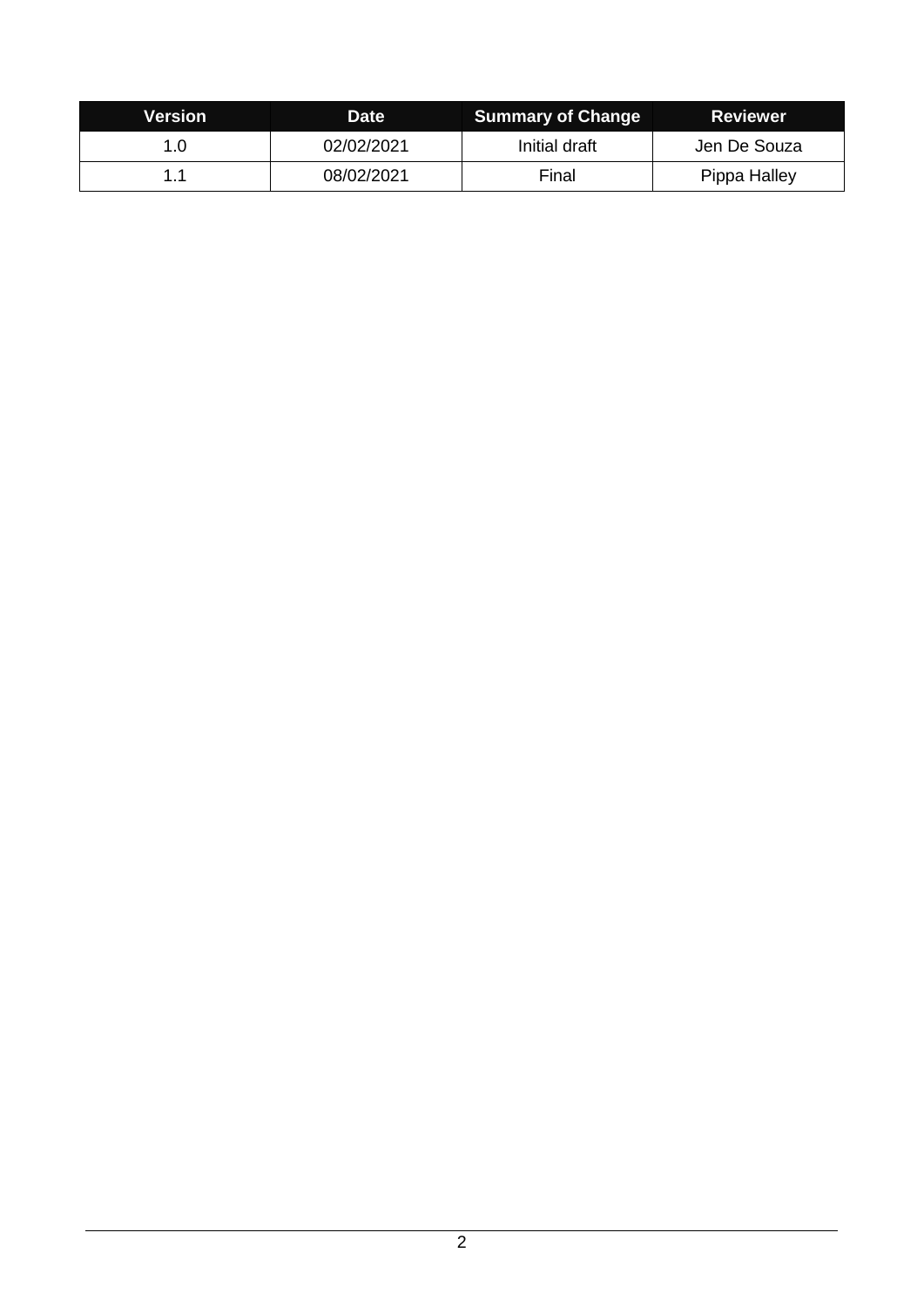| Version | Date | Summary of Change | Reviewer |
|---|---|---|---|
| 1.0 | 02/02/2021 | Initial draft | Jen De Souza |
| 1.1 | 08/02/2021 | Final | Pippa Halley |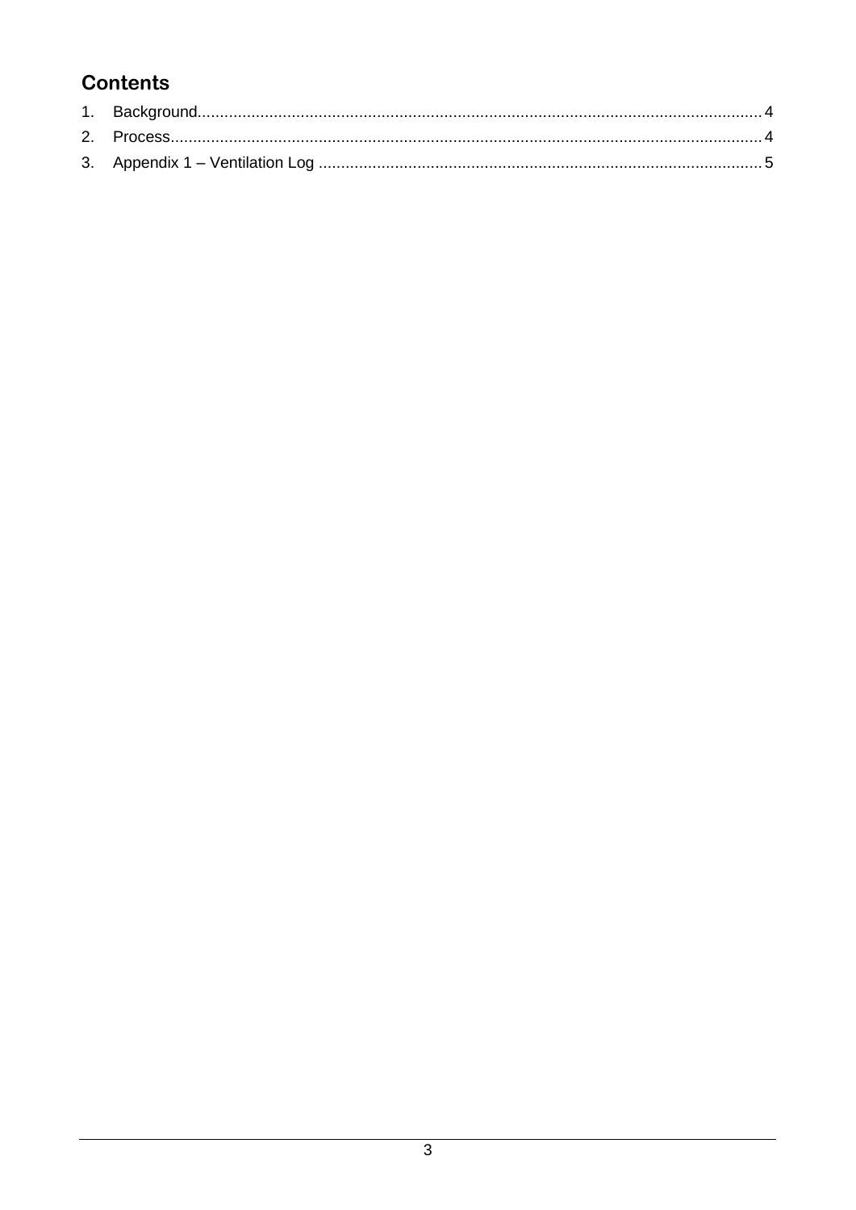## Contents

1. Background............................................................................................................................ 4
2. Process.................................................................................................................................. 4
3. Appendix 1 – Ventilation Log ................................................................................................ 5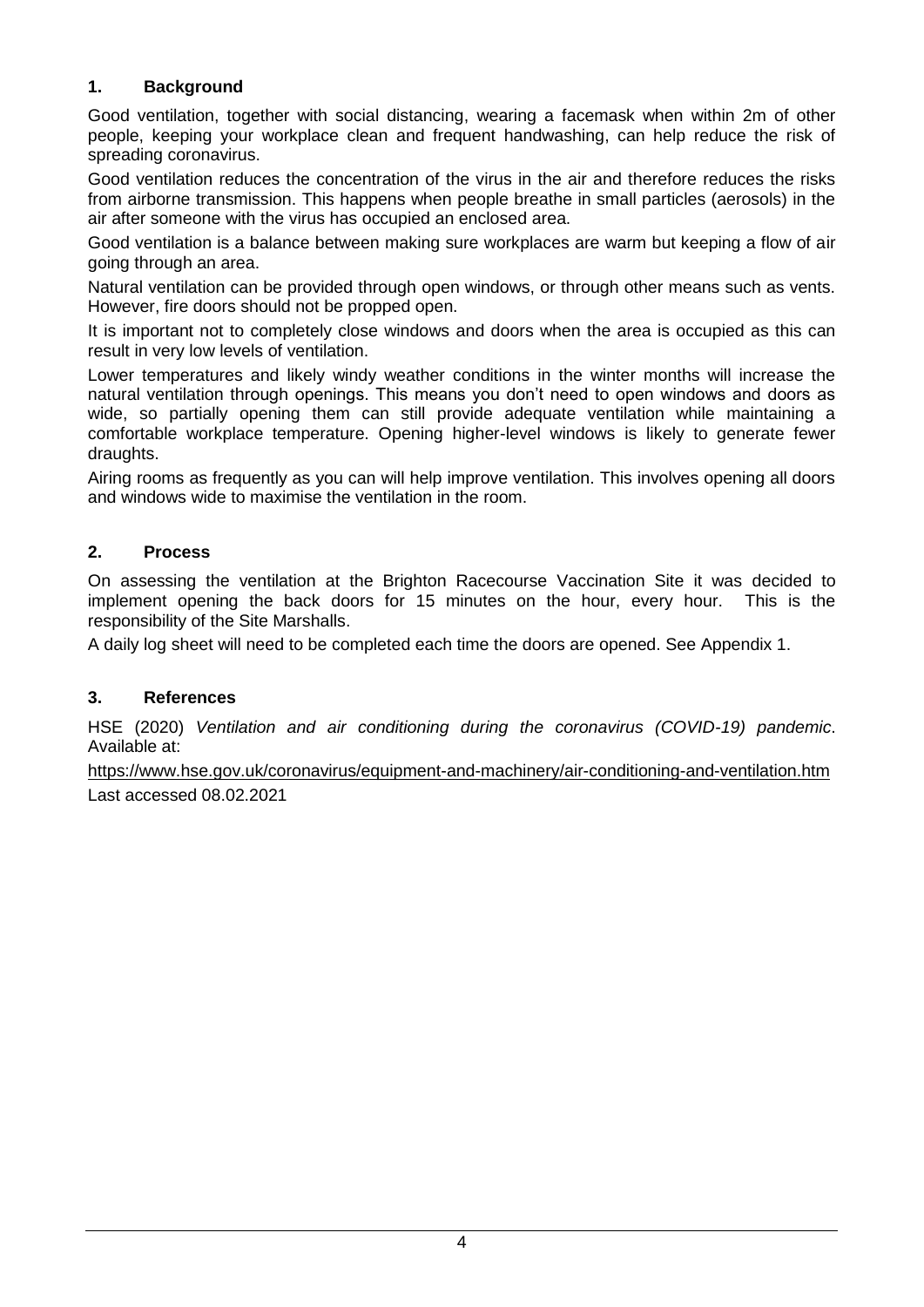## 1. Background

Good ventilation, together with social distancing, wearing a facemask when within 2m of other people, keeping your workplace clean and frequent handwashing, can help reduce the risk of spreading coronavirus.

Good ventilation reduces the concentration of the virus in the air and therefore reduces the risks from airborne transmission. This happens when people breathe in small particles (aerosols) in the air after someone with the virus has occupied an enclosed area.

Good ventilation is a balance between making sure workplaces are warm but keeping a flow of air going through an area.

Natural ventilation can be provided through open windows, or through other means such as vents. However, fire doors should not be propped open.

It is important not to completely close windows and doors when the area is occupied as this can result in very low levels of ventilation.

Lower temperatures and likely windy weather conditions in the winter months will increase the natural ventilation through openings. This means you don't need to open windows and doors as wide, so partially opening them can still provide adequate ventilation while maintaining a comfortable workplace temperature. Opening higher-level windows is likely to generate fewer draughts.

Airing rooms as frequently as you can will help improve ventilation. This involves opening all doors and windows wide to maximise the ventilation in the room.

## 2. Process

On assessing the ventilation at the Brighton Racecourse Vaccination Site it was decided to implement opening the back doors for 15 minutes on the hour, every hour. This is the responsibility of the Site Marshalls.

A daily log sheet will need to be completed each time the doors are opened. See Appendix 1.

## 3. References

HSE (2020) *Ventilation and air conditioning during the coronavirus (COVID-19) pandemic*. Available at:

https://www.hse.gov.uk/coronavirus/equipment-and-machinery/air-conditioning-and-ventilation.htm

Last accessed 08.02.2021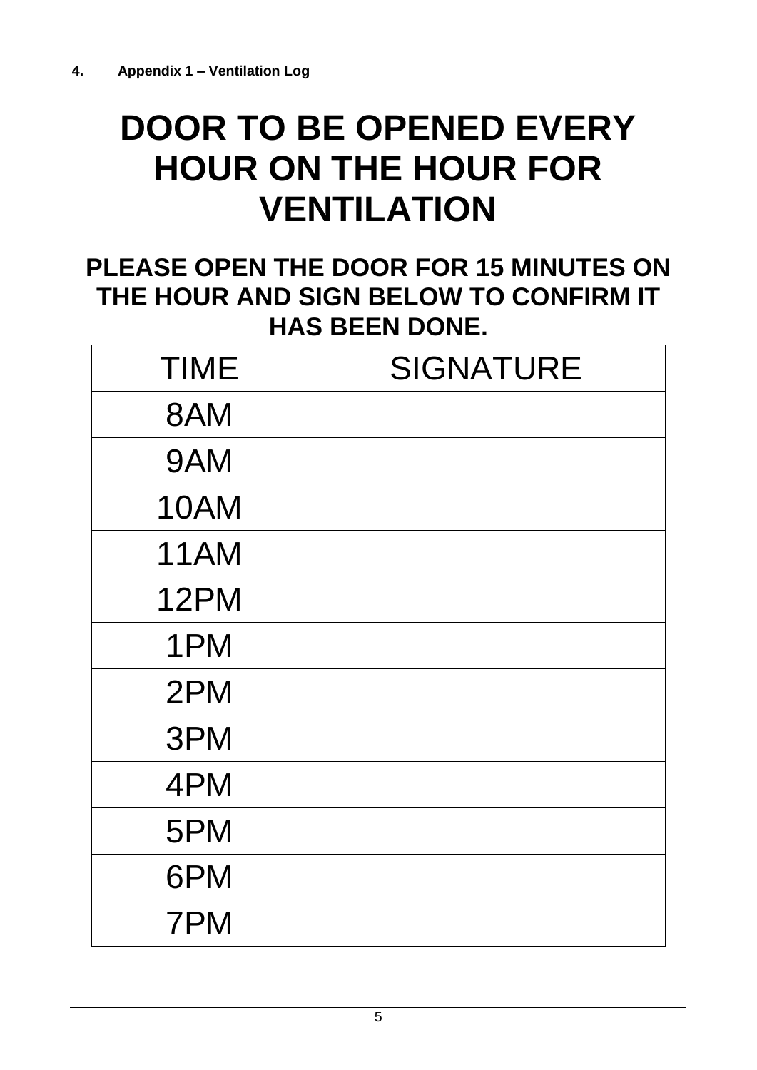**4. Appendix 1 – Ventilation Log**

# DOOR TO BE OPENED EVERY HOUR ON THE HOUR FOR VENTILATION

## PLEASE OPEN THE DOOR FOR 15 MINUTES ON THE HOUR AND SIGN BELOW TO CONFIRM IT HAS BEEN DONE.

| TIME | SIGNATURE |
| --- | --- |
| 8AM | |
| 9AM | |
| 10AM | |
| 11AM | |
| 12PM | |
| 1PM | |
| 2PM | |
| 3PM | |
| 4PM | |
| 5PM | |
| 6PM | |
| 7PM | |